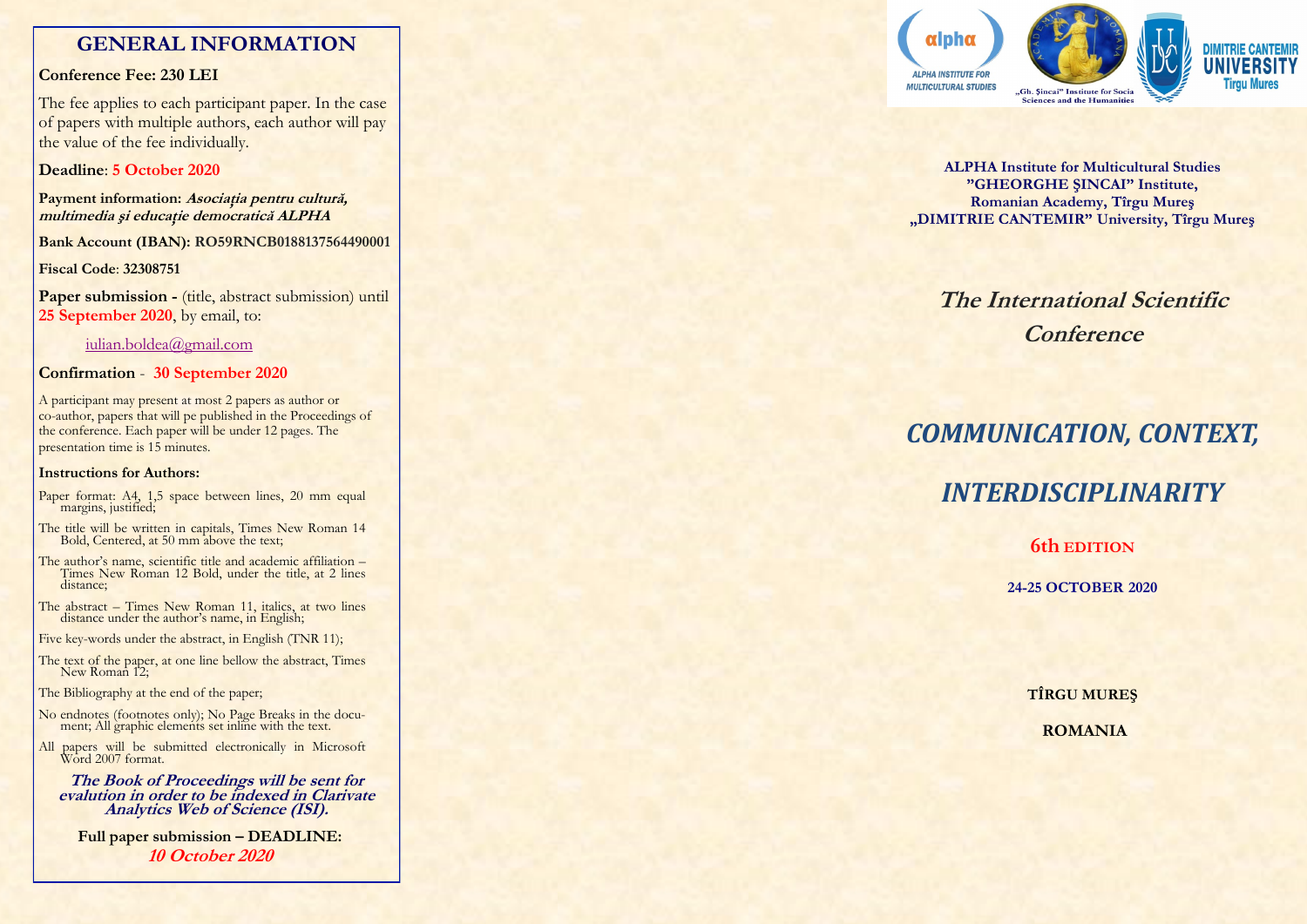## GENERAL INFORMATION

**Conference Fee: 230 LEI**

The fee applies to each participant paper. In the case of papers with multiple authors, each author will pay the value of the fee individually.

**Deadline**: **5 October 2020**

**Payment information:** ***Asociația pentru cultură, multimedia și educație democratică ALPHA***

**Bank Account (IBAN): RO59RNCB0188137564490001**

**Fiscal Code**: **32308751**

**Paper submission -** (title, abstract submission) until **25 September 2020**, by email, to:

iulian.boldea@gmail.com

**Confirmation** - **30 September 2020**

A participant may present at most 2 papers as author or co-author, papers that will pe published in the Proceedings of the conference. Each paper will be under 12 pages. The presentation time is 15 minutes.

**Instructions for Authors:**

- Paper format: A4, 1,5 space between lines, 20 mm equal margins, justified;
- The title will be written in capitals, Times New Roman 14 Bold, Centered, at 50 mm above the text;
- The author's name, scientific title and academic affiliation – Times New Roman 12 Bold, under the title, at 2 lines distance;
- The abstract – Times New Roman 11, italics, at two lines distance under the author's name, in English;
- Five key-words under the abstract, in English (TNR 11);
- The text of the paper, at one line bellow the abstract, Times New Roman 12;
- The Bibliography at the end of the paper;
- No endnotes (footnotes only); No Page Breaks in the document; All graphic elements set inline with the text.
- All papers will be submitted electronically in Microsoft Word 2007 format.

***The Book of Proceedings will be sent for evalution in order to be indexed in Clarivate Analytics Web of Science (ISI).***

**Full paper submission – DEADLINE:**
***10 October 2020***

alpha ALPHA INSTITUTE FOR MULTICULTURAL STUDIES | „Gh. Şincai" Institute for Socia Sciences and the Humanities | DIMITRIE CANTEMIR UNIVERSITY Tirgu Mures

**ALPHA Institute for Multicultural Studies**
**"GHEORGHE ŞINCAI" Institute,**
**Romanian Academy, Tîrgu Mureş**
**„DIMITRIE CANTEMIR" University, Tîrgu Mureş**

# *The International Scientific Conference*

# *COMMUNICATION, CONTEXT, INTERDISCIPLINARITY*

**6th EDITION**

**24-25 OCTOBER 2020**

**TÎRGU MUREŞ**

**ROMANIA**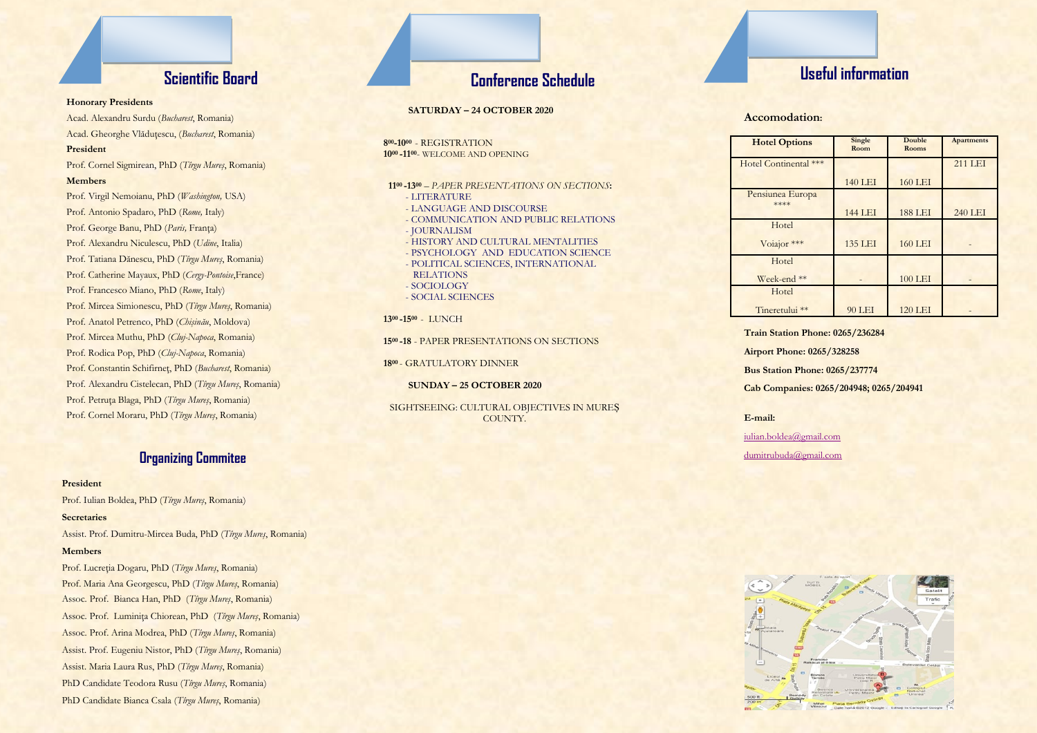## Scientific Board

**Honorary Presidents**

Acad. Alexandru Surdu (*Bucharest*, Romania)

Acad. Gheorghe Vlăduțescu, (*Bucharest*, Romania)

**President**

Prof. Cornel Sigmirean, PhD (*Tîrgu Mureș*, Romania)

**Members**

Prof. Virgil Nemoianu, PhD (*Washington,* USA)

Prof. Antonio Spadaro, PhD (*Rome,* Italy)

Prof. George Banu, PhD (*Paris,* Franța)

Prof. Alexandru Niculescu, PhD (*Udine*, Italia)

Prof. Tatiana Dănescu, PhD (*Tîrgu Mureș*, Romania)

Prof. Catherine Mayaux, PhD (*Cergy-Pontoise*,France)

Prof. Francesco Miano, PhD (*Rome*, Italy)

Prof. Mircea Simionescu, PhD (*Tîrgu Mureș*, Romania)

Prof. Anatol Petrenco, PhD (*Chișinău*, Moldova)

Prof. Mircea Muthu, PhD (*Cluj-Napoca*, Romania)

Prof. Rodica Pop, PhD (*Cluj-Napoca*, Romania)

Prof. Constantin Schifirneț, PhD (*Bucharest*, Romania)

Prof. Alexandru Cistelecan, PhD (*Tîrgu Mureș*, Romania)

Prof. Petruța Blaga, PhD (*Tîrgu Mureș*, Romania)

Prof. Cornel Moraru, PhD (*Tîrgu Mureș*, Romania)

## Organizing Commitee

**President**

Prof. Iulian Boldea, PhD (*Tîrgu Mureș*, Romania)

**Secretaries**

Assist. Prof. Dumitru-Mircea Buda, PhD (*Tîrgu Mureș*, Romania)

**Members**

Prof. Lucreția Dogaru, PhD (*Tîrgu Mureș*, Romania)

Prof. Maria Ana Georgescu, PhD (*Tîrgu Mureș*, Romania)

Assoc. Prof. Bianca Han, PhD (*Tîrgu Mureș*, Romania)

Assoc. Prof. Luminița Chiorean, PhD (*Tîrgu Mureș*, Romania)

Assoc. Prof. Arina Modrea, PhD (*Tîrgu Mureș*, Romania)

Assist. Prof. Eugeniu Nistor, PhD (*Tîrgu Mureș*, Romania)

Assist. Maria Laura Rus, PhD (*Tîrgu Mureș*, Romania)

PhD Candidate Teodora Rusu (*Tîrgu Mureș*, Romania)

PhD Candidate Bianca Csala (*Tîrgu Mureș*, Romania)

## Conference Schedule

**SATURDAY – 24 OCTOBER 2020**

**8⁰⁰-10⁰⁰** - REGISTRATION
**10⁰⁰-11⁰⁰**- WELCOME AND OPENING

**11⁰⁰-13⁰⁰** – *PAPER PRESENTATIONS ON SECTIONS***:**

- LITERATURE
- LANGUAGE AND DISCOURSE
- COMMUNICATION AND PUBLIC RELATIONS
- JOURNALISM
- HISTORY AND CULTURAL MENTALITIES
- PSYCHOLOGY AND EDUCATION SCIENCE
- POLITICAL SCIENCES, INTERNATIONAL RELATIONS
- SOCIOLOGY
- SOCIAL SCIENCES

**13⁰⁰-15⁰⁰** - LUNCH

**15⁰⁰-18** - PAPER PRESENTATIONS ON SECTIONS

**18⁰⁰** - GRATULATORY DINNER

**SUNDAY – 25 OCTOBER 2020**

SIGHTSEEING: CULTURAL OBJECTIVES IN MUREȘ COUNTY.

## Useful information

**Accomodation:**

| Hotel Options | Single Room | Double Rooms | Apartments |
|---|---|---|---|
| Hotel Continental *** | 140 LEI | 160 LEI | 211 LEI |
| Pensiunea Europa **** | 144 LEI | 188 LEI | 240 LEI |
| Hotel Voiajor *** | 135 LEI | 160 LEI | - |
| Hotel Week-end ** | - | 100 LEI | - |
| Hotel Tineretului ** | 90 LEI | 120 LEI | - |

**Train Station Phone: 0265/236284**

**Airport Phone: 0265/328258**

**Bus Station Phone: 0265/237774**

**Cab Companies: 0265/204948; 0265/204941**

**E-mail:**

iulian.boldea@gmail.com

dumitrubuda@gmail.com